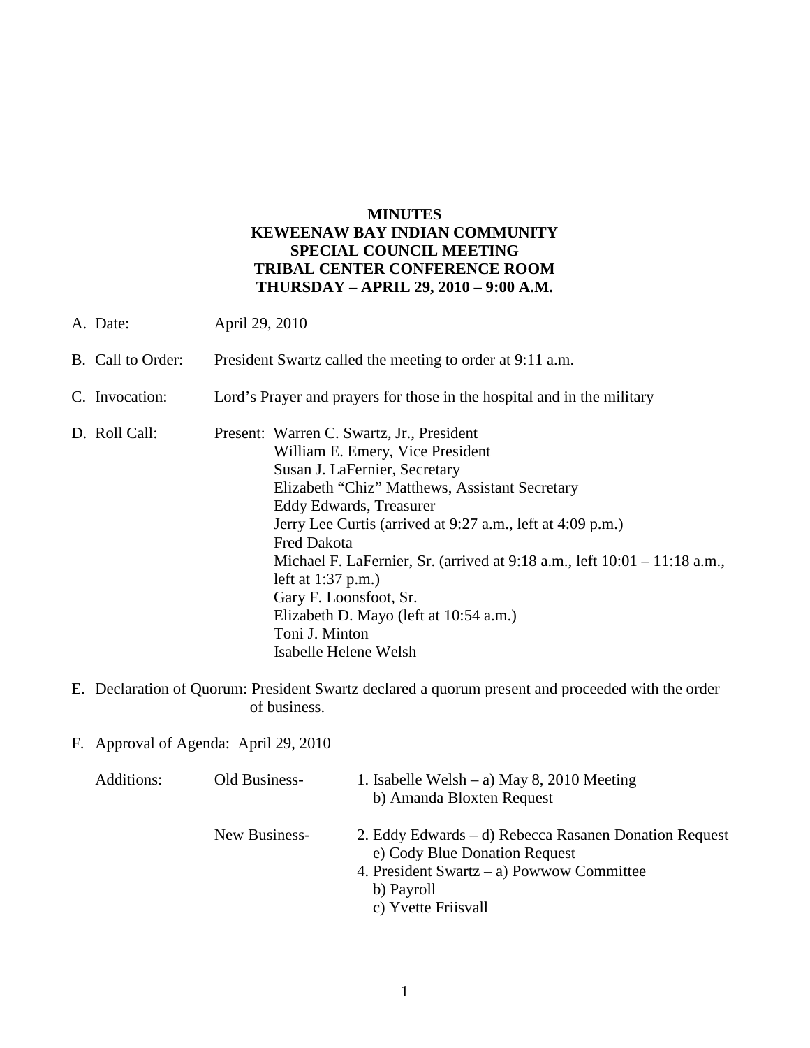**MINUTES**
**KEWEENAW BAY INDIAN COMMUNITY**
**SPECIAL COUNCIL MEETING**
**TRIBAL CENTER CONFERENCE ROOM**
**THURSDAY – APRIL 29, 2010 – 9:00 A.M.**

A. Date: April 29, 2010

B. Call to Order: President Swartz called the meeting to order at 9:11 a.m.

C. Invocation: Lord's Prayer and prayers for those in the hospital and in the military

D. Roll Call: Present:
- Warren C. Swartz, Jr., President
- William E. Emery, Vice President
- Susan J. LaFernier, Secretary
- Elizabeth "Chiz" Matthews, Assistant Secretary
- Eddy Edwards, Treasurer
- Jerry Lee Curtis (arrived at 9:27 a.m., left at 4:09 p.m.)
- Fred Dakota
- Michael F. LaFernier, Sr. (arrived at 9:18 a.m., left 10:01 – 11:18 a.m., left at 1:37 p.m.)
- Gary F. Loonsfoot, Sr.
- Elizabeth D. Mayo (left at 10:54 a.m.)
- Toni J. Minton
- Isabelle Helene Welsh

E. Declaration of Quorum: President Swartz declared a quorum present and proceeded with the order of business.

F. Approval of Agenda: April 29, 2010

Additions:

Old Business-
1. Isabelle Welsh – a) May 8, 2010 Meeting
   b) Amanda Bloxten Request

New Business-
2. Eddy Edwards – d) Rebecca Rasanen Donation Request
   e) Cody Blue Donation Request
4. President Swartz – a) Powwow Committee
   b) Payroll
   c) Yvette Friisvall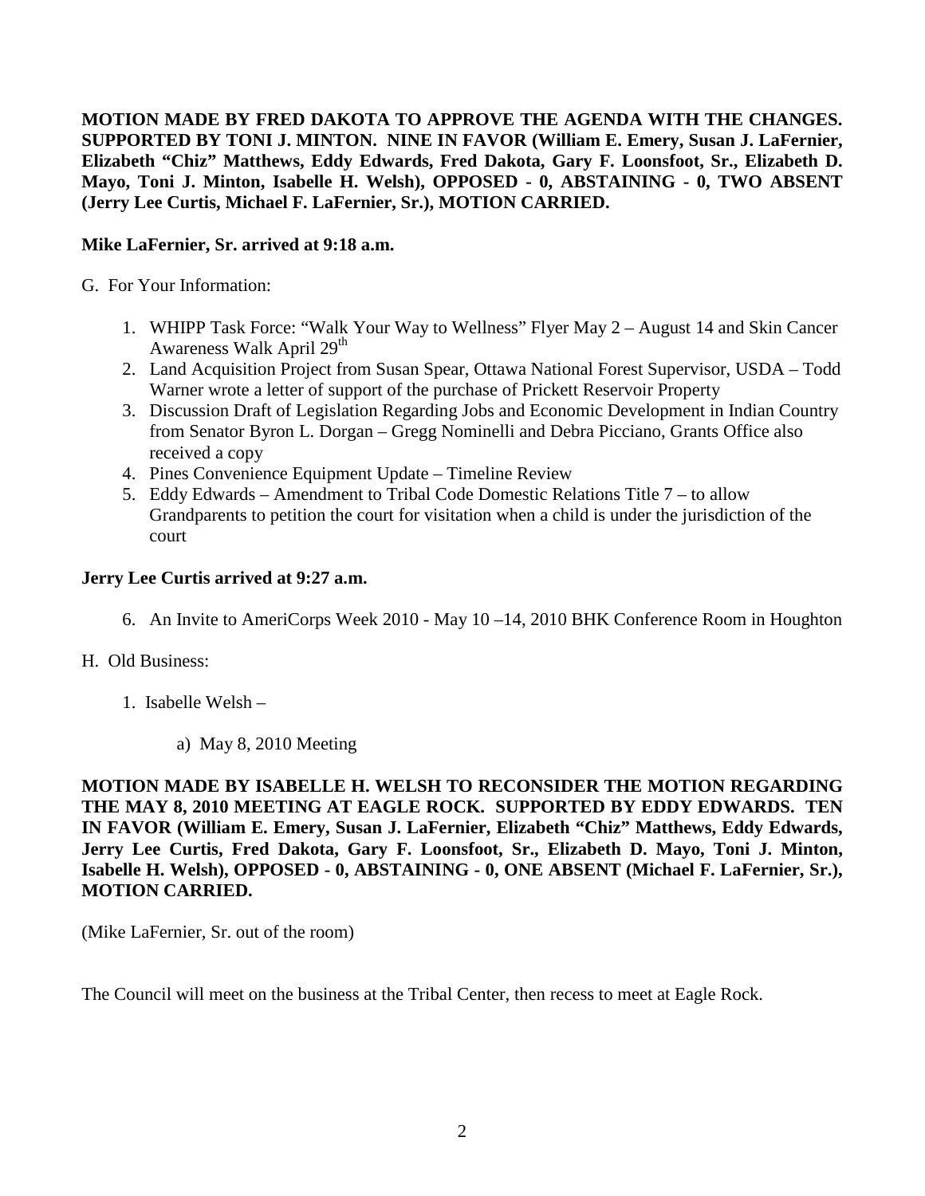**MOTION MADE BY FRED DAKOTA TO APPROVE THE AGENDA WITH THE CHANGES. SUPPORTED BY TONI J. MINTON. NINE IN FAVOR (William E. Emery, Susan J. LaFernier, Elizabeth "Chiz" Matthews, Eddy Edwards, Fred Dakota, Gary F. Loonsfoot, Sr., Elizabeth D. Mayo, Toni J. Minton, Isabelle H. Welsh), OPPOSED - 0, ABSTAINING - 0, TWO ABSENT (Jerry Lee Curtis, Michael F. LaFernier, Sr.), MOTION CARRIED.**

**Mike LaFernier, Sr. arrived at 9:18 a.m.**

G. For Your Information:

1. WHIPP Task Force: "Walk Your Way to Wellness" Flyer May 2 – August 14 and Skin Cancer Awareness Walk April 29th
2. Land Acquisition Project from Susan Spear, Ottawa National Forest Supervisor, USDA – Todd Warner wrote a letter of support of the purchase of Prickett Reservoir Property
3. Discussion Draft of Legislation Regarding Jobs and Economic Development in Indian Country from Senator Byron L. Dorgan – Gregg Nominelli and Debra Picciano, Grants Office also received a copy
4. Pines Convenience Equipment Update – Timeline Review
5. Eddy Edwards – Amendment to Tribal Code Domestic Relations Title 7 – to allow Grandparents to petition the court for visitation when a child is under the jurisdiction of the court

**Jerry Lee Curtis arrived at 9:27 a.m.**

6. An Invite to AmeriCorps Week 2010 - May 10 –14, 2010 BHK Conference Room in Houghton

H. Old Business:

1. Isabelle Welsh –

   a) May 8, 2010 Meeting

**MOTION MADE BY ISABELLE H. WELSH TO RECONSIDER THE MOTION REGARDING THE MAY 8, 2010 MEETING AT EAGLE ROCK. SUPPORTED BY EDDY EDWARDS. TEN IN FAVOR (William E. Emery, Susan J. LaFernier, Elizabeth "Chiz" Matthews, Eddy Edwards, Jerry Lee Curtis, Fred Dakota, Gary F. Loonsfoot, Sr., Elizabeth D. Mayo, Toni J. Minton, Isabelle H. Welsh), OPPOSED - 0, ABSTAINING - 0, ONE ABSENT (Michael F. LaFernier, Sr.), MOTION CARRIED.**

(Mike LaFernier, Sr. out of the room)

The Council will meet on the business at the Tribal Center, then recess to meet at Eagle Rock.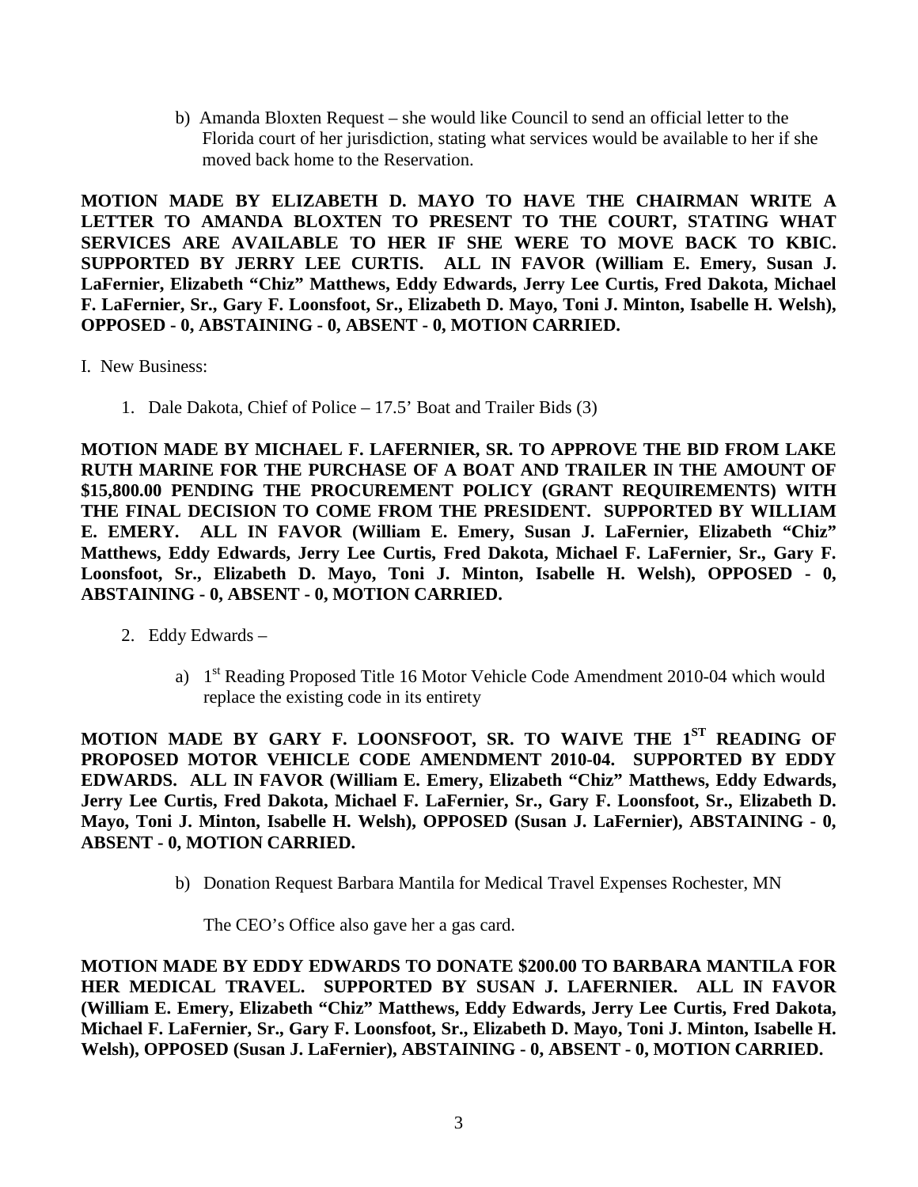b) Amanda Bloxten Request – she would like Council to send an official letter to the Florida court of her jurisdiction, stating what services would be available to her if she moved back home to the Reservation.

**MOTION MADE BY ELIZABETH D. MAYO TO HAVE THE CHAIRMAN WRITE A LETTER TO AMANDA BLOXTEN TO PRESENT TO THE COURT, STATING WHAT SERVICES ARE AVAILABLE TO HER IF SHE WERE TO MOVE BACK TO KBIC. SUPPORTED BY JERRY LEE CURTIS. ALL IN FAVOR (William E. Emery, Susan J. LaFernier, Elizabeth "Chiz" Matthews, Eddy Edwards, Jerry Lee Curtis, Fred Dakota, Michael F. LaFernier, Sr., Gary F. Loonsfoot, Sr., Elizabeth D. Mayo, Toni J. Minton, Isabelle H. Welsh), OPPOSED - 0, ABSTAINING - 0, ABSENT - 0, MOTION CARRIED.**

I. New Business:

1. Dale Dakota, Chief of Police – 17.5' Boat and Trailer Bids (3)

**MOTION MADE BY MICHAEL F. LAFERNIER, SR. TO APPROVE THE BID FROM LAKE RUTH MARINE FOR THE PURCHASE OF A BOAT AND TRAILER IN THE AMOUNT OF $15,800.00 PENDING THE PROCUREMENT POLICY (GRANT REQUIREMENTS) WITH THE FINAL DECISION TO COME FROM THE PRESIDENT. SUPPORTED BY WILLIAM E. EMERY. ALL IN FAVOR (William E. Emery, Susan J. LaFernier, Elizabeth "Chiz" Matthews, Eddy Edwards, Jerry Lee Curtis, Fred Dakota, Michael F. LaFernier, Sr., Gary F. Loonsfoot, Sr., Elizabeth D. Mayo, Toni J. Minton, Isabelle H. Welsh), OPPOSED - 0, ABSTAINING - 0, ABSENT - 0, MOTION CARRIED.**

2. Eddy Edwards –

   a) 1st Reading Proposed Title 16 Motor Vehicle Code Amendment 2010-04 which would replace the existing code in its entirety

**MOTION MADE BY GARY F. LOONSFOOT, SR. TO WAIVE THE 1ST READING OF PROPOSED MOTOR VEHICLE CODE AMENDMENT 2010-04. SUPPORTED BY EDDY EDWARDS. ALL IN FAVOR (William E. Emery, Elizabeth "Chiz" Matthews, Eddy Edwards, Jerry Lee Curtis, Fred Dakota, Michael F. LaFernier, Sr., Gary F. Loonsfoot, Sr., Elizabeth D. Mayo, Toni J. Minton, Isabelle H. Welsh), OPPOSED (Susan J. LaFernier), ABSTAINING - 0, ABSENT - 0, MOTION CARRIED.**

   b) Donation Request Barbara Mantila for Medical Travel Expenses Rochester, MN

   The CEO's Office also gave her a gas card.

**MOTION MADE BY EDDY EDWARDS TO DONATE $200.00 TO BARBARA MANTILA FOR HER MEDICAL TRAVEL. SUPPORTED BY SUSAN J. LAFERNIER. ALL IN FAVOR (William E. Emery, Elizabeth "Chiz" Matthews, Eddy Edwards, Jerry Lee Curtis, Fred Dakota, Michael F. LaFernier, Sr., Gary F. Loonsfoot, Sr., Elizabeth D. Mayo, Toni J. Minton, Isabelle H. Welsh), OPPOSED (Susan J. LaFernier), ABSTAINING - 0, ABSENT - 0, MOTION CARRIED.**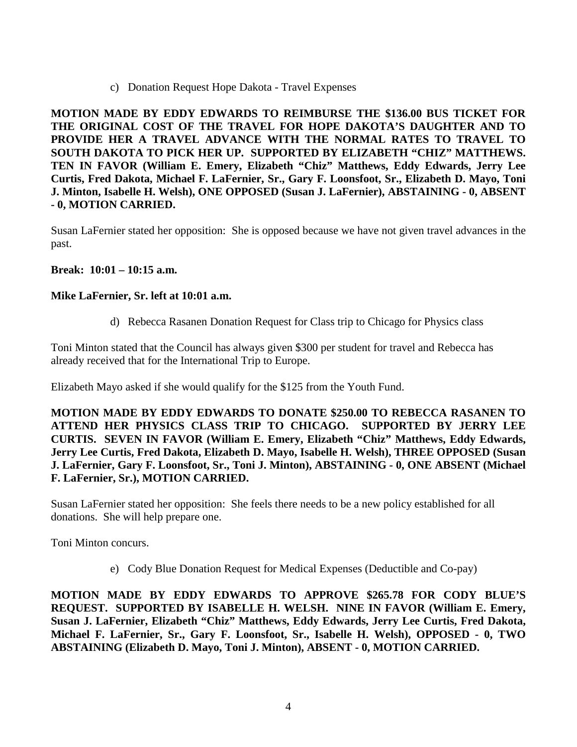c) Donation Request Hope Dakota - Travel Expenses

**MOTION MADE BY EDDY EDWARDS TO REIMBURSE THE $136.00 BUS TICKET FOR THE ORIGINAL COST OF THE TRAVEL FOR HOPE DAKOTA'S DAUGHTER AND TO PROVIDE HER A TRAVEL ADVANCE WITH THE NORMAL RATES TO TRAVEL TO SOUTH DAKOTA TO PICK HER UP. SUPPORTED BY ELIZABETH "CHIZ" MATTHEWS. TEN IN FAVOR (William E. Emery, Elizabeth "Chiz" Matthews, Eddy Edwards, Jerry Lee Curtis, Fred Dakota, Michael F. LaFernier, Sr., Gary F. Loonsfoot, Sr., Elizabeth D. Mayo, Toni J. Minton, Isabelle H. Welsh), ONE OPPOSED (Susan J. LaFernier), ABSTAINING - 0, ABSENT - 0, MOTION CARRIED.**

Susan LaFernier stated her opposition: She is opposed because we have not given travel advances in the past.

**Break: 10:01 – 10:15 a.m.**

**Mike LaFernier, Sr. left at 10:01 a.m.**

d) Rebecca Rasanen Donation Request for Class trip to Chicago for Physics class

Toni Minton stated that the Council has always given $300 per student for travel and Rebecca has already received that for the International Trip to Europe.

Elizabeth Mayo asked if she would qualify for the $125 from the Youth Fund.

**MOTION MADE BY EDDY EDWARDS TO DONATE $250.00 TO REBECCA RASANEN TO ATTEND HER PHYSICS CLASS TRIP TO CHICAGO. SUPPORTED BY JERRY LEE CURTIS. SEVEN IN FAVOR (William E. Emery, Elizabeth "Chiz" Matthews, Eddy Edwards, Jerry Lee Curtis, Fred Dakota, Elizabeth D. Mayo, Isabelle H. Welsh), THREE OPPOSED (Susan J. LaFernier, Gary F. Loonsfoot, Sr., Toni J. Minton), ABSTAINING - 0, ONE ABSENT (Michael F. LaFernier, Sr.), MOTION CARRIED.**

Susan LaFernier stated her opposition: She feels there needs to be a new policy established for all donations. She will help prepare one.

Toni Minton concurs.

e) Cody Blue Donation Request for Medical Expenses (Deductible and Co-pay)

**MOTION MADE BY EDDY EDWARDS TO APPROVE $265.78 FOR CODY BLUE'S REQUEST. SUPPORTED BY ISABELLE H. WELSH. NINE IN FAVOR (William E. Emery, Susan J. LaFernier, Elizabeth "Chiz" Matthews, Eddy Edwards, Jerry Lee Curtis, Fred Dakota, Michael F. LaFernier, Sr., Gary F. Loonsfoot, Sr., Isabelle H. Welsh), OPPOSED - 0, TWO ABSTAINING (Elizabeth D. Mayo, Toni J. Minton), ABSENT - 0, MOTION CARRIED.**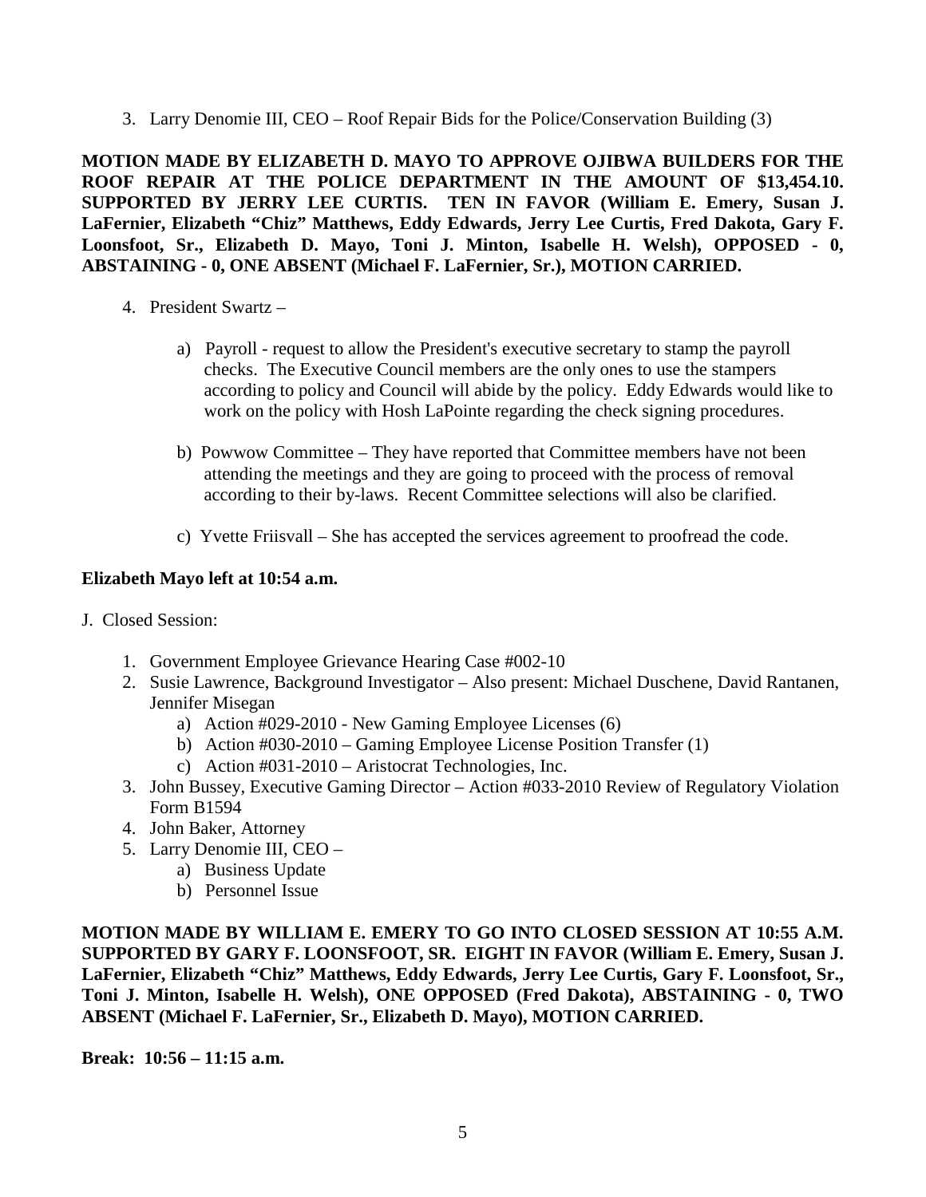3. Larry Denomie III, CEO – Roof Repair Bids for the Police/Conservation Building (3)

**MOTION MADE BY ELIZABETH D. MAYO TO APPROVE OJIBWA BUILDERS FOR THE ROOF REPAIR AT THE POLICE DEPARTMENT IN THE AMOUNT OF $13,454.10. SUPPORTED BY JERRY LEE CURTIS. TEN IN FAVOR (William E. Emery, Susan J. LaFernier, Elizabeth "Chiz" Matthews, Eddy Edwards, Jerry Lee Curtis, Fred Dakota, Gary F. Loonsfoot, Sr., Elizabeth D. Mayo, Toni J. Minton, Isabelle H. Welsh), OPPOSED - 0, ABSTAINING - 0, ONE ABSENT (Michael F. LaFernier, Sr.), MOTION CARRIED.**

4. President Swartz –

   a) Payroll - request to allow the President's executive secretary to stamp the payroll checks. The Executive Council members are the only ones to use the stampers according to policy and Council will abide by the policy. Eddy Edwards would like to work on the policy with Hosh LaPointe regarding the check signing procedures.

   b) Powwow Committee – They have reported that Committee members have not been attending the meetings and they are going to proceed with the process of removal according to their by-laws. Recent Committee selections will also be clarified.

   c) Yvette Friisvall – She has accepted the services agreement to proofread the code.

**Elizabeth Mayo left at 10:54 a.m.**

J. Closed Session:

1. Government Employee Grievance Hearing Case #002-10
2. Susie Lawrence, Background Investigator – Also present: Michael Duschene, David Rantanen, Jennifer Misegan
   a) Action #029-2010 - New Gaming Employee Licenses (6)
   b) Action #030-2010 – Gaming Employee License Position Transfer (1)
   c) Action #031-2010 – Aristocrat Technologies, Inc.
3. John Bussey, Executive Gaming Director – Action #033-2010 Review of Regulatory Violation Form B1594
4. John Baker, Attorney
5. Larry Denomie III, CEO –
   a) Business Update
   b) Personnel Issue

**MOTION MADE BY WILLIAM E. EMERY TO GO INTO CLOSED SESSION AT 10:55 A.M. SUPPORTED BY GARY F. LOONSFOOT, SR. EIGHT IN FAVOR (William E. Emery, Susan J. LaFernier, Elizabeth "Chiz" Matthews, Eddy Edwards, Jerry Lee Curtis, Gary F. Loonsfoot, Sr., Toni J. Minton, Isabelle H. Welsh), ONE OPPOSED (Fred Dakota), ABSTAINING - 0, TWO ABSENT (Michael F. LaFernier, Sr., Elizabeth D. Mayo), MOTION CARRIED.**

**Break: 10:56 – 11:15 a.m.**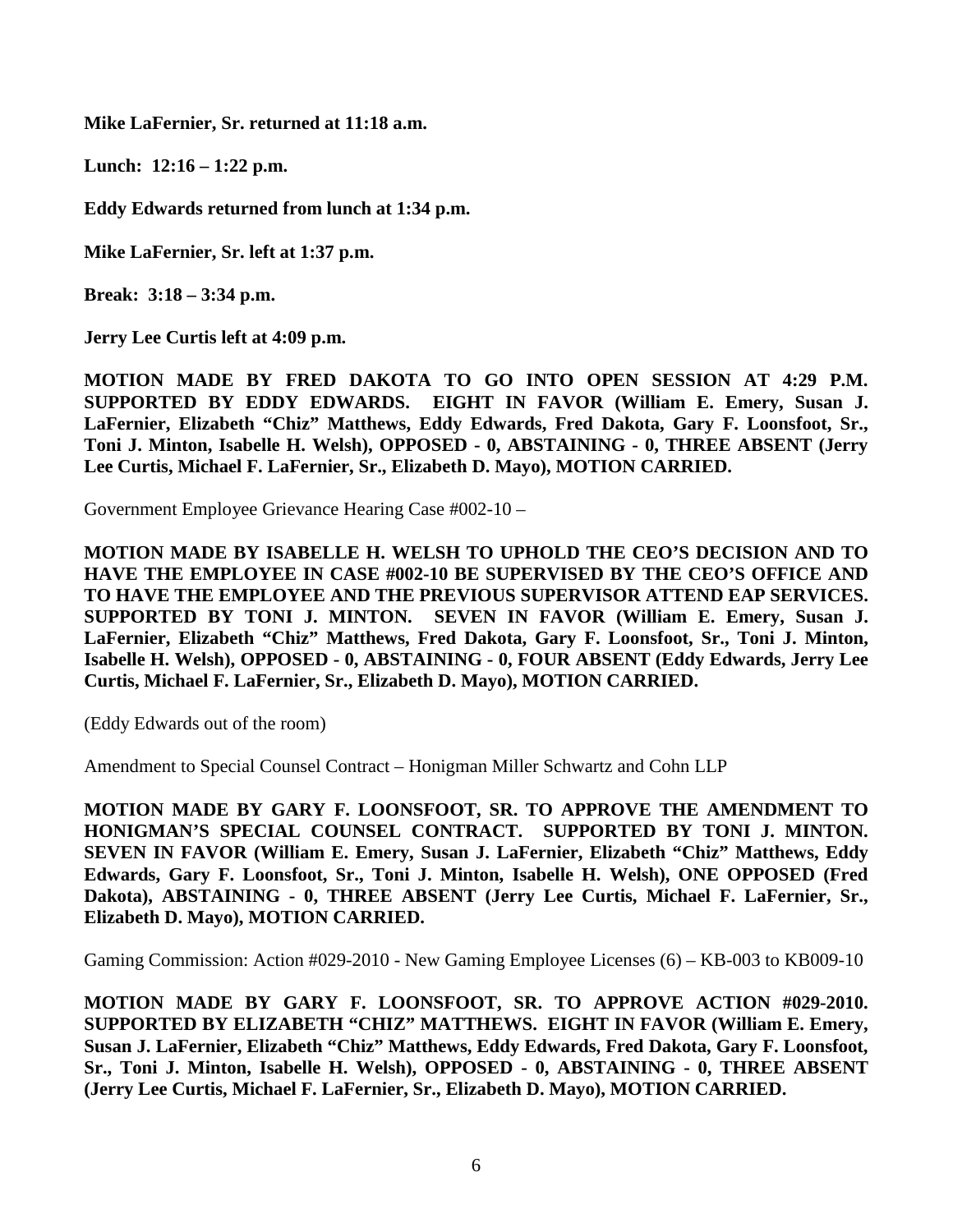**Mike LaFernier, Sr. returned at 11:18 a.m.**

**Lunch: 12:16 – 1:22 p.m.**

**Eddy Edwards returned from lunch at 1:34 p.m.**

**Mike LaFernier, Sr. left at 1:37 p.m.**

**Break: 3:18 – 3:34 p.m.**

**Jerry Lee Curtis left at 4:09 p.m.**

**MOTION MADE BY FRED DAKOTA TO GO INTO OPEN SESSION AT 4:29 P.M. SUPPORTED BY EDDY EDWARDS. EIGHT IN FAVOR (William E. Emery, Susan J. LaFernier, Elizabeth "Chiz" Matthews, Eddy Edwards, Fred Dakota, Gary F. Loonsfoot, Sr., Toni J. Minton, Isabelle H. Welsh), OPPOSED - 0, ABSTAINING - 0, THREE ABSENT (Jerry Lee Curtis, Michael F. LaFernier, Sr., Elizabeth D. Mayo), MOTION CARRIED.**

Government Employee Grievance Hearing Case #002-10 –

**MOTION MADE BY ISABELLE H. WELSH TO UPHOLD THE CEO'S DECISION AND TO HAVE THE EMPLOYEE IN CASE #002-10 BE SUPERVISED BY THE CEO'S OFFICE AND TO HAVE THE EMPLOYEE AND THE PREVIOUS SUPERVISOR ATTEND EAP SERVICES. SUPPORTED BY TONI J. MINTON. SEVEN IN FAVOR (William E. Emery, Susan J. LaFernier, Elizabeth "Chiz" Matthews, Fred Dakota, Gary F. Loonsfoot, Sr., Toni J. Minton, Isabelle H. Welsh), OPPOSED - 0, ABSTAINING - 0, FOUR ABSENT (Eddy Edwards, Jerry Lee Curtis, Michael F. LaFernier, Sr., Elizabeth D. Mayo), MOTION CARRIED.**

(Eddy Edwards out of the room)

Amendment to Special Counsel Contract – Honigman Miller Schwartz and Cohn LLP

**MOTION MADE BY GARY F. LOONSFOOT, SR. TO APPROVE THE AMENDMENT TO HONIGMAN'S SPECIAL COUNSEL CONTRACT. SUPPORTED BY TONI J. MINTON. SEVEN IN FAVOR (William E. Emery, Susan J. LaFernier, Elizabeth "Chiz" Matthews, Eddy Edwards, Gary F. Loonsfoot, Sr., Toni J. Minton, Isabelle H. Welsh), ONE OPPOSED (Fred Dakota), ABSTAINING - 0, THREE ABSENT (Jerry Lee Curtis, Michael F. LaFernier, Sr., Elizabeth D. Mayo), MOTION CARRIED.**

Gaming Commission: Action #029-2010 - New Gaming Employee Licenses (6) – KB-003 to KB009-10

**MOTION MADE BY GARY F. LOONSFOOT, SR. TO APPROVE ACTION #029-2010. SUPPORTED BY ELIZABETH "CHIZ" MATTHEWS. EIGHT IN FAVOR (William E. Emery, Susan J. LaFernier, Elizabeth "Chiz" Matthews, Eddy Edwards, Fred Dakota, Gary F. Loonsfoot, Sr., Toni J. Minton, Isabelle H. Welsh), OPPOSED - 0, ABSTAINING - 0, THREE ABSENT (Jerry Lee Curtis, Michael F. LaFernier, Sr., Elizabeth D. Mayo), MOTION CARRIED.**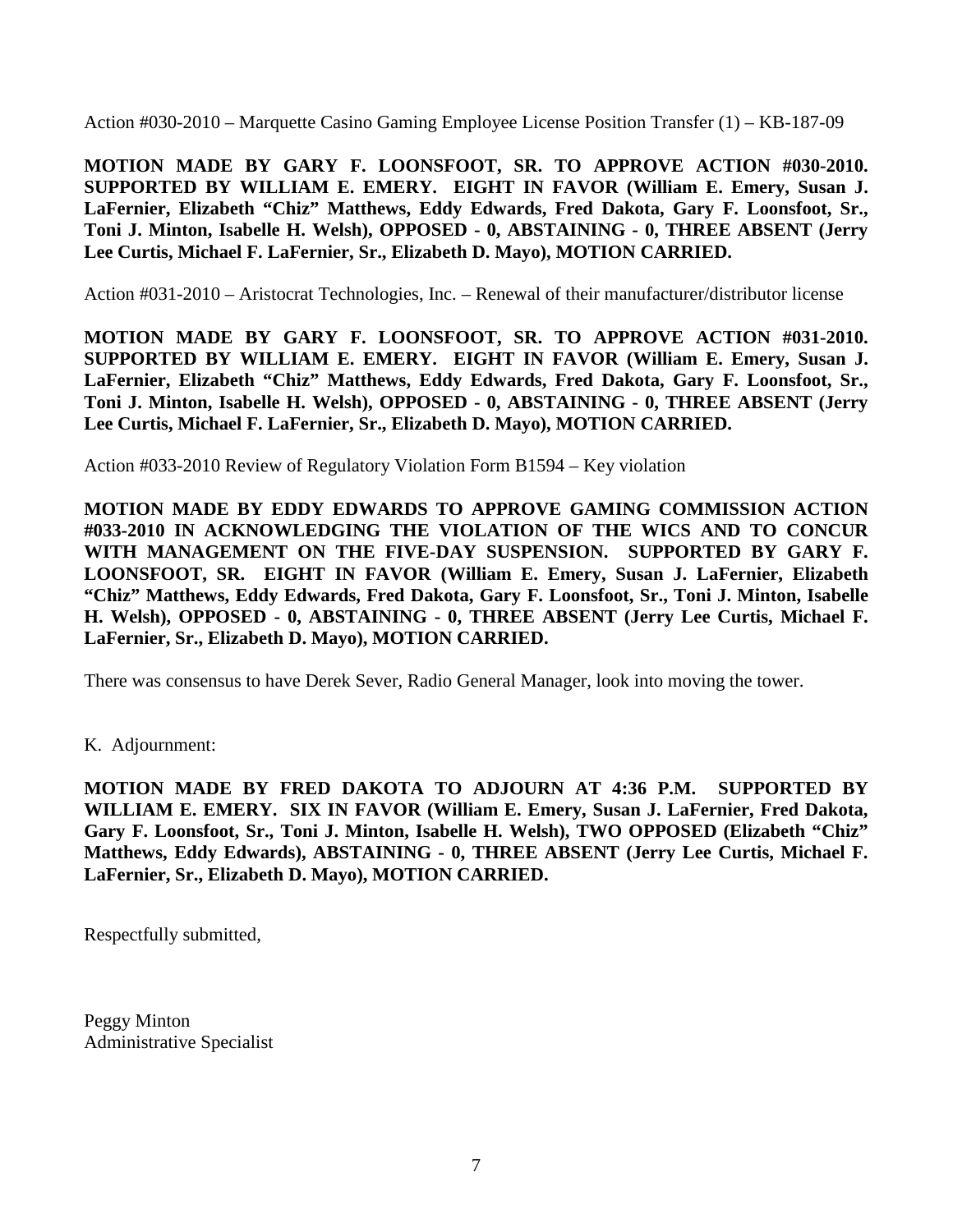Action #030-2010 – Marquette Casino Gaming Employee License Position Transfer (1) – KB-187-09

**MOTION MADE BY GARY F. LOONSFOOT, SR. TO APPROVE ACTION #030-2010. SUPPORTED BY WILLIAM E. EMERY. EIGHT IN FAVOR (William E. Emery, Susan J. LaFernier, Elizabeth "Chiz" Matthews, Eddy Edwards, Fred Dakota, Gary F. Loonsfoot, Sr., Toni J. Minton, Isabelle H. Welsh), OPPOSED - 0, ABSTAINING - 0, THREE ABSENT (Jerry Lee Curtis, Michael F. LaFernier, Sr., Elizabeth D. Mayo), MOTION CARRIED.**

Action #031-2010 – Aristocrat Technologies, Inc. – Renewal of their manufacturer/distributor license

**MOTION MADE BY GARY F. LOONSFOOT, SR. TO APPROVE ACTION #031-2010. SUPPORTED BY WILLIAM E. EMERY. EIGHT IN FAVOR (William E. Emery, Susan J. LaFernier, Elizabeth "Chiz" Matthews, Eddy Edwards, Fred Dakota, Gary F. Loonsfoot, Sr., Toni J. Minton, Isabelle H. Welsh), OPPOSED - 0, ABSTAINING - 0, THREE ABSENT (Jerry Lee Curtis, Michael F. LaFernier, Sr., Elizabeth D. Mayo), MOTION CARRIED.**

Action #033-2010 Review of Regulatory Violation Form B1594 – Key violation

**MOTION MADE BY EDDY EDWARDS TO APPROVE GAMING COMMISSION ACTION #033-2010 IN ACKNOWLEDGING THE VIOLATION OF THE WICS AND TO CONCUR WITH MANAGEMENT ON THE FIVE-DAY SUSPENSION. SUPPORTED BY GARY F. LOONSFOOT, SR. EIGHT IN FAVOR (William E. Emery, Susan J. LaFernier, Elizabeth "Chiz" Matthews, Eddy Edwards, Fred Dakota, Gary F. Loonsfoot, Sr., Toni J. Minton, Isabelle H. Welsh), OPPOSED - 0, ABSTAINING - 0, THREE ABSENT (Jerry Lee Curtis, Michael F. LaFernier, Sr., Elizabeth D. Mayo), MOTION CARRIED.**

There was consensus to have Derek Sever, Radio General Manager, look into moving the tower.

K. Adjournment:

**MOTION MADE BY FRED DAKOTA TO ADJOURN AT 4:36 P.M. SUPPORTED BY WILLIAM E. EMERY. SIX IN FAVOR (William E. Emery, Susan J. LaFernier, Fred Dakota, Gary F. Loonsfoot, Sr., Toni J. Minton, Isabelle H. Welsh), TWO OPPOSED (Elizabeth "Chiz" Matthews, Eddy Edwards), ABSTAINING - 0, THREE ABSENT (Jerry Lee Curtis, Michael F. LaFernier, Sr., Elizabeth D. Mayo), MOTION CARRIED.**

Respectfully submitted,

Peggy Minton
Administrative Specialist